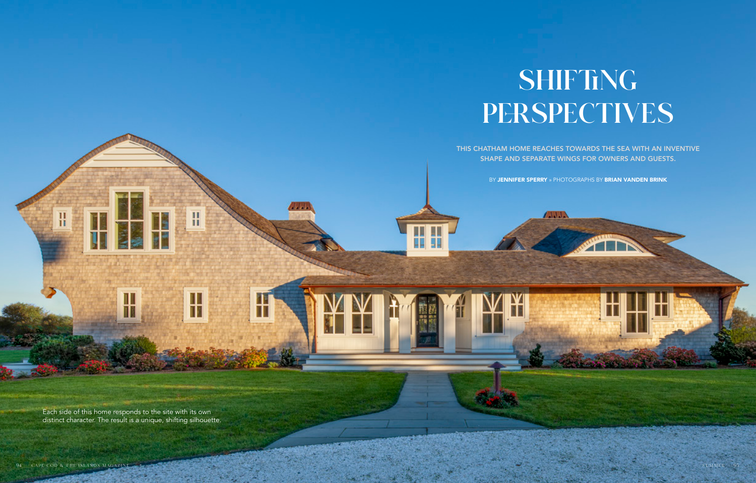# SHIFTING PERSPECTIVES

THIS CHATHAM HOME REACHES TOWARDS THE SEA WITH AN INVENTIVE SHAPE AND SEPARATE WINGS FOR OWNERS AND GUESTS.

BY **JENNIFER SPERRY** » PHOTOGRAPHS BY **BRIAN VANDEN BRINK**

Each side of this home responds to the site with its own distinct character. The result is a unique, shifting silhouette.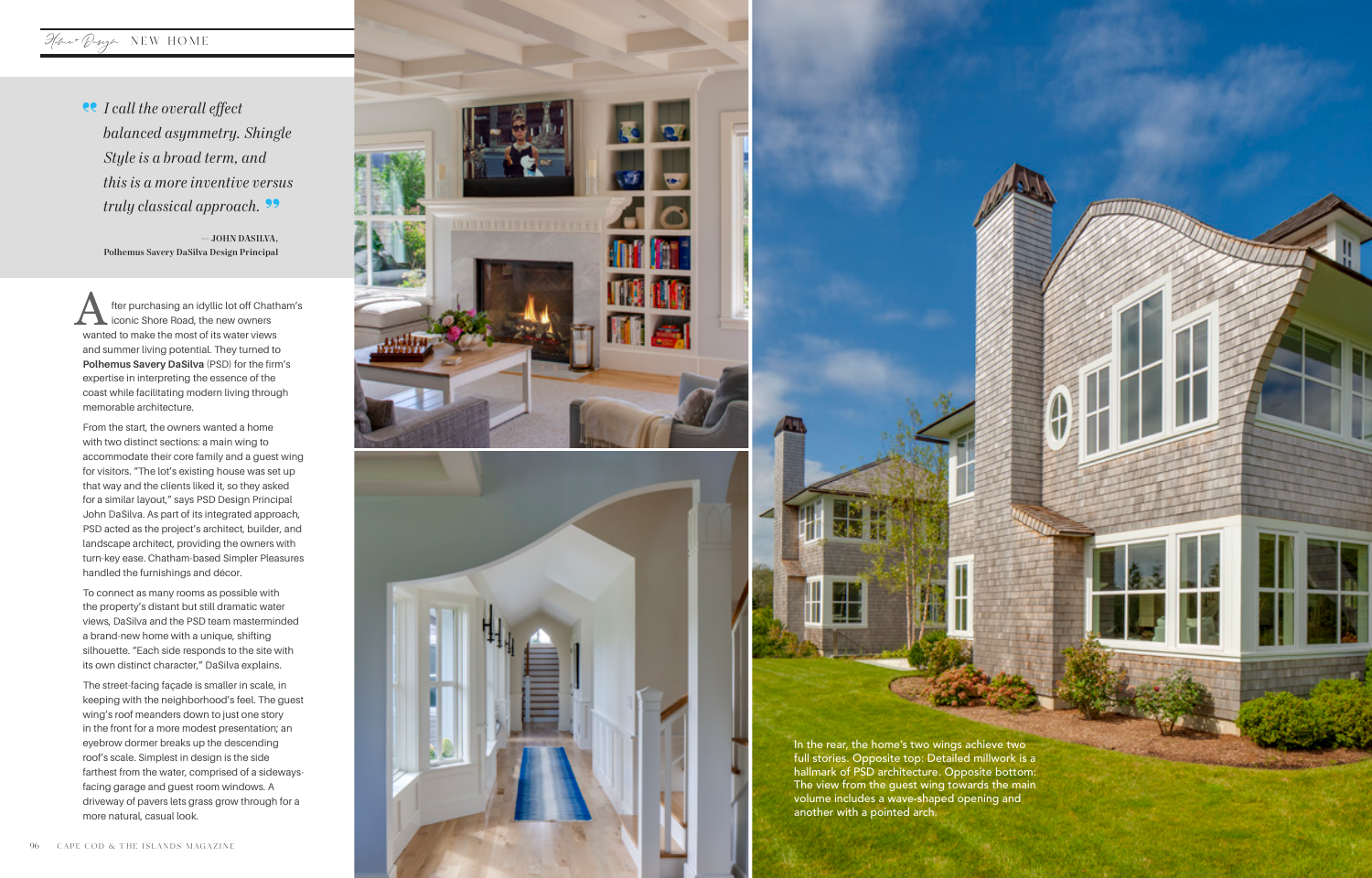> I call the overall effect balanced asymmetry. Shingle Style is a broad term, and this is a more inventive versus truly classical approach.
>
> — JOHN DASILVA, Polhemus Savery DaSilva Design Principal

After purchasing an idyllic lot off Chatham's iconic Shore Road, the new owners wanted to make the most of its water views and summer living potential. They turned to **Polhemus Savery DaSilva** (PSD) for the firm's expertise in interpreting the essence of the coast while facilitating modern living through memorable architecture.

From the start, the owners wanted a home with two distinct sections: a main wing to accommodate their core family and a guest wing for visitors. "The lot's existing house was set up that way and the clients liked it, so they asked for a similar layout," says PSD Design Principal John DaSilva. As part of its integrated approach, PSD acted as the project's architect, builder, and landscape architect, providing the owners with turn-key ease. Chatham-based Simpler Pleasures handled the furnishings and décor.

To connect as many rooms as possible with the property's distant but still dramatic water views, DaSilva and the PSD team masterminded a brand-new home with a unique, shifting silhouette. "Each side responds to the site with its own distinct character," DaSilva explains.

The street-facing façade is smaller in scale, in keeping with the neighborhood's feel. The guest wing's roof meanders down to just one story in the front for a more modest presentation; an eyebrow dormer breaks up the descending roof's scale. Simplest in design is the side farthest from the water, comprised of a sideways-facing garage and guest room windows. A driveway of pavers lets grass grow through for a more natural, casual look.

In the rear, the home's two wings achieve two full stories. Opposite top: Detailed millwork is a hallmark of PSD architecture. Opposite bottom: The view from the guest wing towards the main volume includes a wave-shaped opening and another with a pointed arch.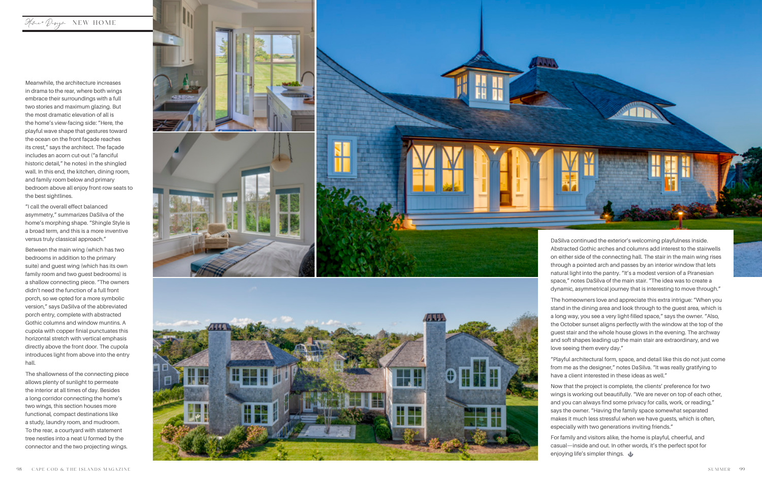Meanwhile, the architecture increases in drama to the rear, where both wings embrace their surroundings with a full two stories and maximum glazing. But the most dramatic elevation of all is the home's view-facing side: "Here, the playful wave shape that gestures toward the ocean on the front façade reaches its crest," says the architect. The façade includes an acorn cut-out ("a fanciful historic detail," he notes) in the shingled wall. In this end, the kitchen, dining room, and family room below and primary bedroom above all enjoy front-row seats to the best sightlines.

"I call the overall effect balanced asymmetry," summarizes DaSilva of the home's morphing shape. "Shingle Style is a broad term, and this is a more inventive versus truly classical approach."

Between the main wing (which has two bedrooms in addition to the primary suite) and guest wing (which has its own family room and two guest bedrooms) is a shallow connecting piece. "The owners didn't need the function of a full front porch, so we opted for a more symbolic version," says DaSilva of the abbreviated porch entry, complete with abstracted Gothic columns and window muntins. A cupola with copper finial punctuates this horizontal stretch with vertical emphasis directly above the front door. The cupola introduces light from above into the entry hall.

The shallowness of the connecting piece allows plenty of sunlight to permeate the interior at all times of day. Besides a long corridor connecting the home's two wings, this section houses more functional, compact destinations like a study, laundry room, and mudroom. To the rear, a courtyard with statement tree nestles into a neat U formed by the connector and the two projecting wings.

DaSilva continued the exterior's welcoming playfulness inside. Abstracted Gothic arches and columns add interest to the stairwells on either side of the connecting hall. The stair in the main wing rises through a pointed arch and passes by an interior window that lets natural light into the pantry. "It's a modest version of a Piranesian space," notes DaSilva of the main stair. "The idea was to create a dynamic, asymmetrical journey that is interesting to move through."

The homeowners love and appreciate this extra intrigue: "When you stand in the dining area and look through to the guest area, which is a long way, you see a very light-filled space," says the owner. "Also, the October sunset aligns perfectly with the window at the top of the guest stair and the whole house glows in the evening. The archway and soft shapes leading up the main stair are extraordinary, and we love seeing them every day."

"Playful architectural form, space, and detail like this do not just come from me as the designer," notes DaSilva. "It was really gratifying to have a client interested in these ideas as well."

Now that the project is complete, the clients' preference for two wings is working out beautifully. "We are never on top of each other, and you can always find some privacy for calls, work, or reading," says the owner. "Having the family space somewhat separated makes it much less stressful when we have guests, which is often, especially with two generations inviting friends."

For family and visitors alike, the home is playful, cheerful, and casual—inside and out. In other words, it's the perfect spot for enjoying life's simpler things.